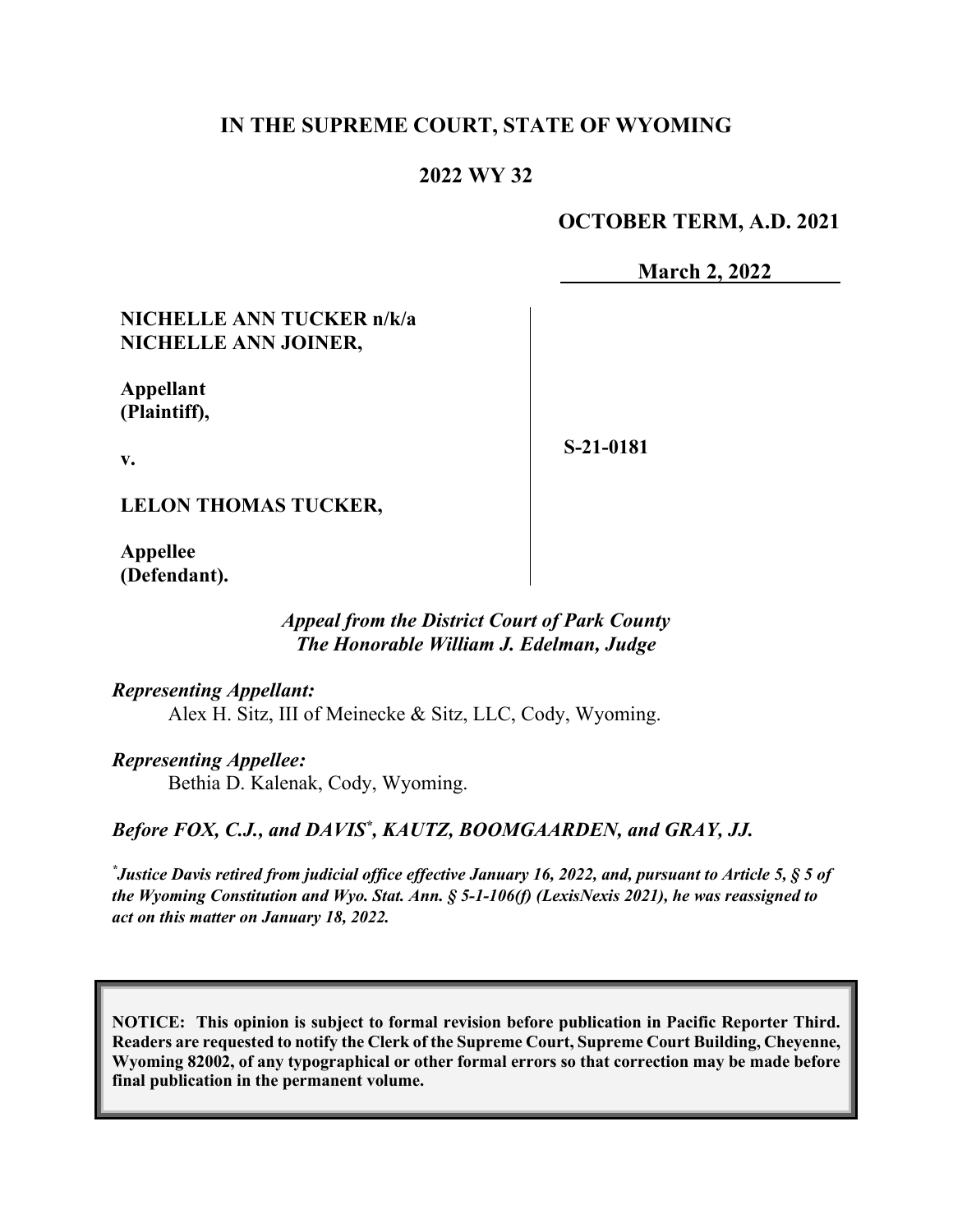# IN THE SUPREME COURT, STATE OF WYOMING

## 2022 WY 32

**OCTOBER TERM, A.D. 2021**

**March 2, 2022**

**NICHELLE ANN TUCKER n/k/a NICHELLE ANN JOINER,**

**Appellant (Plaintiff),**

**v.**

**LELON THOMAS TUCKER,**

**Appellee (Defendant).**

**S-21-0181**

***Appeal from the District Court of Park County***
***The Honorable William J. Edelman, Judge***

***Representing Appellant:***

Alex H. Sitz, III of Meinecke & Sitz, LLC, Cody, Wyoming.

***Representing Appellee:***

Bethia D. Kalenak, Cody, Wyoming.

***Before FOX, C.J., and DAVIS*, KAUTZ, BOOMGAARDEN, and GRAY, JJ.***

**[*] *Justice Davis retired from judicial office effective January 16, 2022, and, pursuant to Article 5, § 5 of the Wyoming Constitution and Wyo. Stat. Ann. § 5-1-106(f) (LexisNexis 2021), he was reassigned to act on this matter on January 18, 2022.***

**NOTICE: This opinion is subject to formal revision before publication in Pacific Reporter Third. Readers are requested to notify the Clerk of the Supreme Court, Supreme Court Building, Cheyenne, Wyoming 82002, of any typographical or other formal errors so that correction may be made before final publication in the permanent volume.**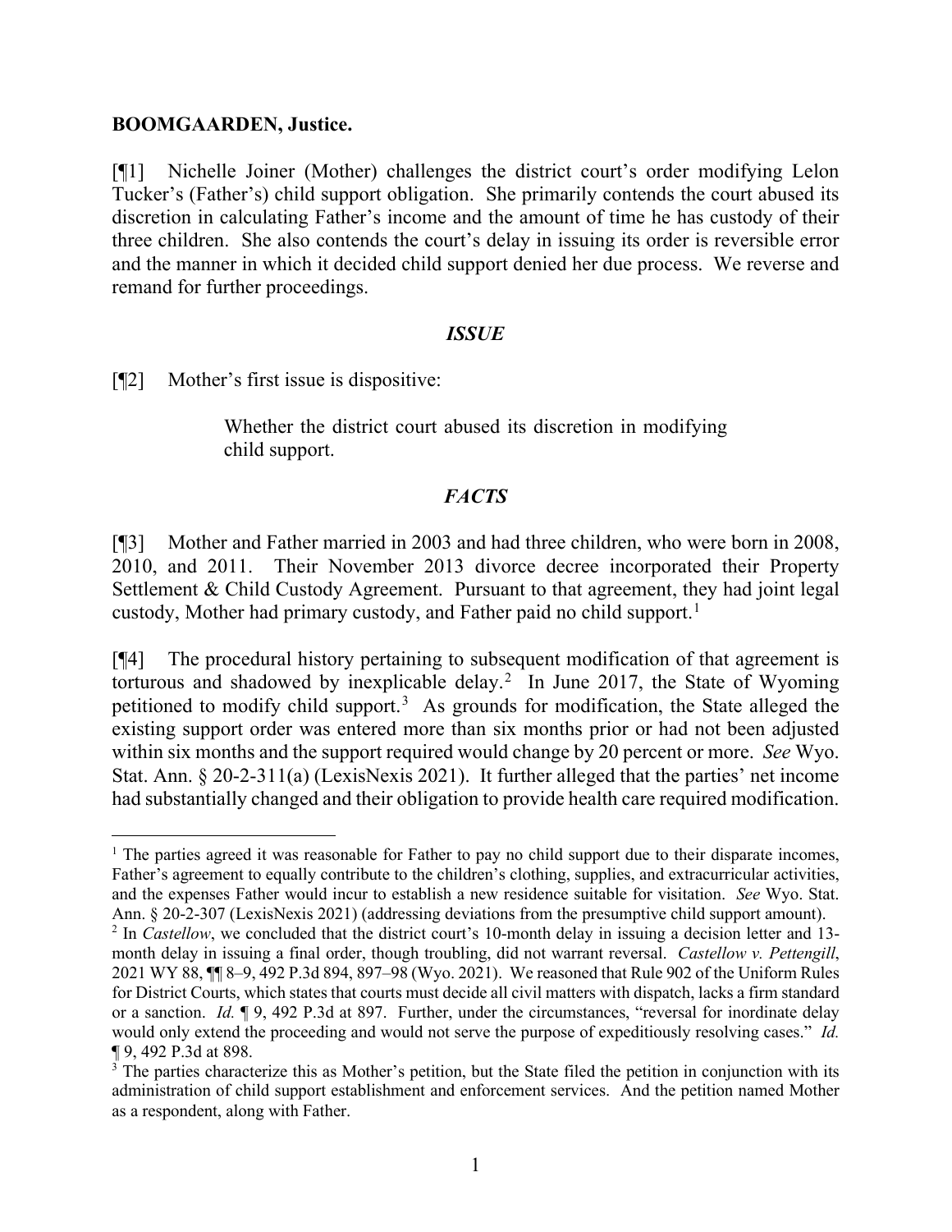**BOOMGAARDEN, Justice.**

[¶1] Nichelle Joiner (Mother) challenges the district court's order modifying Lelon Tucker's (Father's) child support obligation. She primarily contends the court abused its discretion in calculating Father's income and the amount of time he has custody of their three children. She also contends the court's delay in issuing its order is reversible error and the manner in which it decided child support denied her due process. We reverse and remand for further proceedings.

## *ISSUE*

[¶2] Mother's first issue is dispositive:

> Whether the district court abused its discretion in modifying child support.

## *FACTS*

[¶3] Mother and Father married in 2003 and had three children, who were born in 2008, 2010, and 2011. Their November 2013 divorce decree incorporated their Property Settlement & Child Custody Agreement. Pursuant to that agreement, they had joint legal custody, Mother had primary custody, and Father paid no child support.[1]

[¶4] The procedural history pertaining to subsequent modification of that agreement is torturous and shadowed by inexplicable delay.[2] In June 2017, the State of Wyoming petitioned to modify child support.[3] As grounds for modification, the State alleged the existing support order was entered more than six months prior or had not been adjusted within six months and the support required would change by 20 percent or more. *See* Wyo. Stat. Ann. § 20-2-311(a) (LexisNexis 2021). It further alleged that the parties' net income had substantially changed and their obligation to provide health care required modification.

---

[1] The parties agreed it was reasonable for Father to pay no child support due to their disparate incomes, Father's agreement to equally contribute to the children's clothing, supplies, and extracurricular activities, and the expenses Father would incur to establish a new residence suitable for visitation. *See* Wyo. Stat. Ann. § 20-2-307 (LexisNexis 2021) (addressing deviations from the presumptive child support amount).

[2] In *Castellow*, we concluded that the district court's 10-month delay in issuing a decision letter and 13-month delay in issuing a final order, though troubling, did not warrant reversal. *Castellow v. Pettengill*, 2021 WY 88, ¶¶ 8–9, 492 P.3d 894, 897–98 (Wyo. 2021). We reasoned that Rule 902 of the Uniform Rules for District Courts, which states that courts must decide all civil matters with dispatch, lacks a firm standard or a sanction. *Id.* ¶ 9, 492 P.3d at 897. Further, under the circumstances, "reversal for inordinate delay would only extend the proceeding and would not serve the purpose of expeditiously resolving cases." *Id.* ¶ 9, 492 P.3d at 898.

[3] The parties characterize this as Mother's petition, but the State filed the petition in conjunction with its administration of child support establishment and enforcement services. And the petition named Mother as a respondent, along with Father.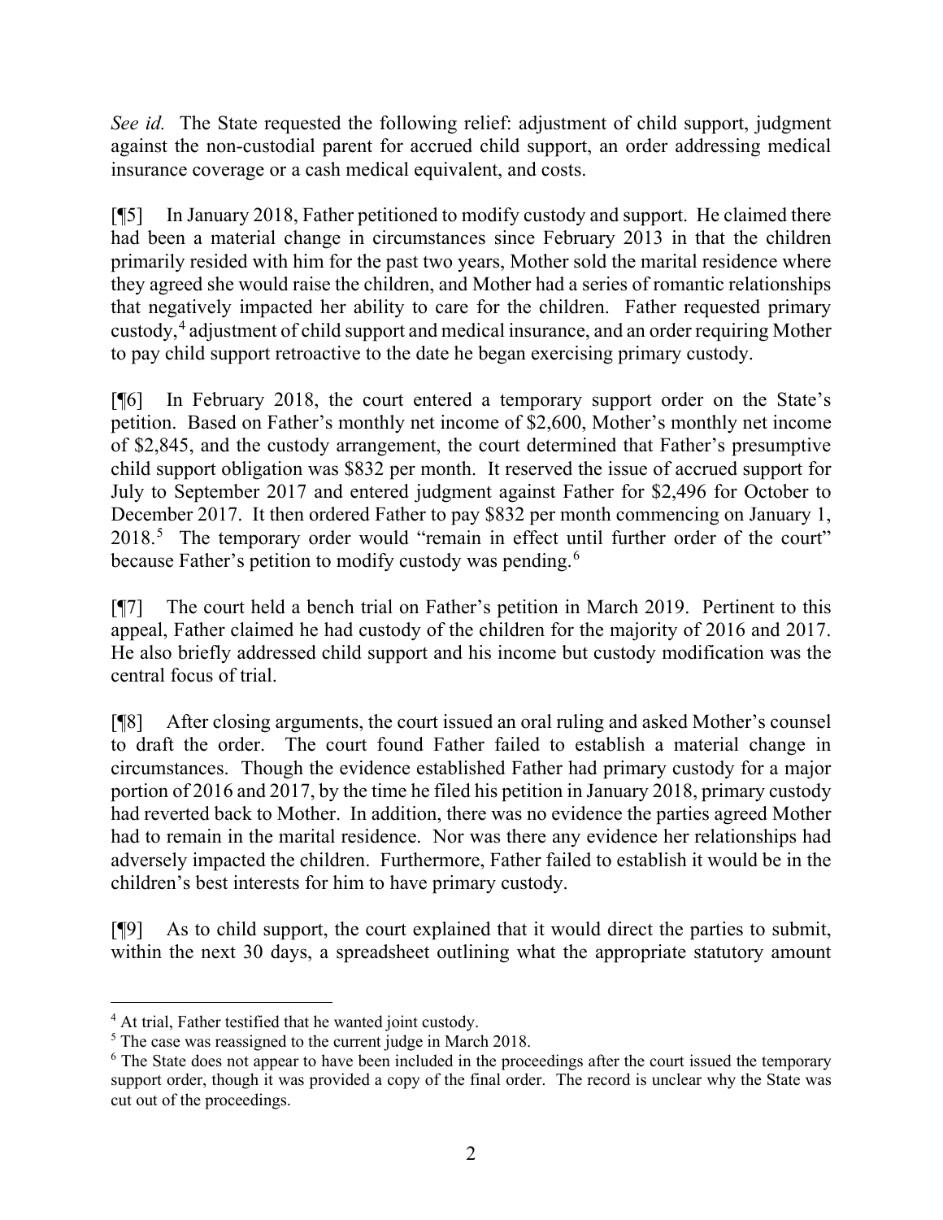*See id.* The State requested the following relief: adjustment of child support, judgment against the non-custodial parent for accrued child support, an order addressing medical insurance coverage or a cash medical equivalent, and costs.

[¶5] In January 2018, Father petitioned to modify custody and support. He claimed there had been a material change in circumstances since February 2013 in that the children primarily resided with him for the past two years, Mother sold the marital residence where they agreed she would raise the children, and Mother had a series of romantic relationships that negatively impacted her ability to care for the children. Father requested primary custody,[4] adjustment of child support and medical insurance, and an order requiring Mother to pay child support retroactive to the date he began exercising primary custody.

[¶6] In February 2018, the court entered a temporary support order on the State's petition. Based on Father's monthly net income of $2,600, Mother's monthly net income of $2,845, and the custody arrangement, the court determined that Father's presumptive child support obligation was $832 per month. It reserved the issue of accrued support for July to September 2017 and entered judgment against Father for $2,496 for October to December 2017. It then ordered Father to pay $832 per month commencing on January 1, 2018.[5] The temporary order would "remain in effect until further order of the court" because Father's petition to modify custody was pending.[6]

[¶7] The court held a bench trial on Father's petition in March 2019. Pertinent to this appeal, Father claimed he had custody of the children for the majority of 2016 and 2017. He also briefly addressed child support and his income but custody modification was the central focus of trial.

[¶8] After closing arguments, the court issued an oral ruling and asked Mother's counsel to draft the order. The court found Father failed to establish a material change in circumstances. Though the evidence established Father had primary custody for a major portion of 2016 and 2017, by the time he filed his petition in January 2018, primary custody had reverted back to Mother. In addition, there was no evidence the parties agreed Mother had to remain in the marital residence. Nor was there any evidence her relationships had adversely impacted the children. Furthermore, Father failed to establish it would be in the children's best interests for him to have primary custody.

[¶9] As to child support, the court explained that it would direct the parties to submit, within the next 30 days, a spreadsheet outlining what the appropriate statutory amount

---

[4] At trial, Father testified that he wanted joint custody.

[5] The case was reassigned to the current judge in March 2018.

[6] The State does not appear to have been included in the proceedings after the court issued the temporary support order, though it was provided a copy of the final order. The record is unclear why the State was cut out of the proceedings.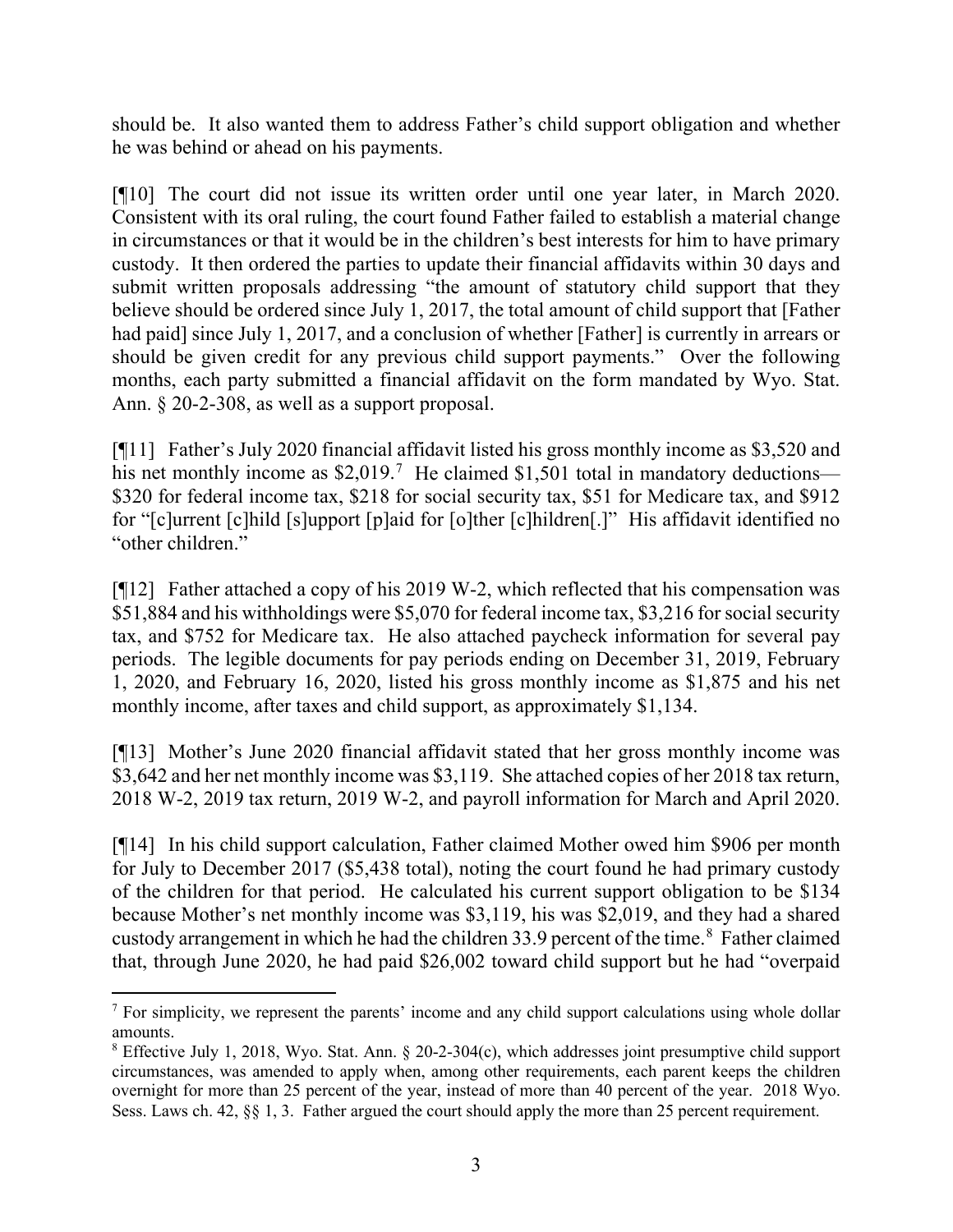should be. It also wanted them to address Father's child support obligation and whether he was behind or ahead on his payments.

[¶10] The court did not issue its written order until one year later, in March 2020. Consistent with its oral ruling, the court found Father failed to establish a material change in circumstances or that it would be in the children's best interests for him to have primary custody. It then ordered the parties to update their financial affidavits within 30 days and submit written proposals addressing "the amount of statutory child support that they believe should be ordered since July 1, 2017, the total amount of child support that [Father had paid] since July 1, 2017, and a conclusion of whether [Father] is currently in arrears or should be given credit for any previous child support payments." Over the following months, each party submitted a financial affidavit on the form mandated by Wyo. Stat. Ann. § 20-2-308, as well as a support proposal.

[¶11] Father's July 2020 financial affidavit listed his gross monthly income as $3,520 and his net monthly income as $2,019.[7] He claimed $1,501 total in mandatory deductions—$320 for federal income tax, $218 for social security tax, $51 for Medicare tax, and $912 for "[c]urrent [c]hild [s]upport [p]aid for [o]ther [c]hildren[.]" His affidavit identified no "other children."

[¶12] Father attached a copy of his 2019 W-2, which reflected that his compensation was $51,884 and his withholdings were $5,070 for federal income tax, $3,216 for social security tax, and $752 for Medicare tax. He also attached paycheck information for several pay periods. The legible documents for pay periods ending on December 31, 2019, February 1, 2020, and February 16, 2020, listed his gross monthly income as $1,875 and his net monthly income, after taxes and child support, as approximately $1,134.

[¶13] Mother's June 2020 financial affidavit stated that her gross monthly income was $3,642 and her net monthly income was $3,119. She attached copies of her 2018 tax return, 2018 W-2, 2019 tax return, 2019 W-2, and payroll information for March and April 2020.

[¶14] In his child support calculation, Father claimed Mother owed him $906 per month for July to December 2017 ($5,438 total), noting the court found he had primary custody of the children for that period. He calculated his current support obligation to be $134 because Mother's net monthly income was $3,119, his was $2,019, and they had a shared custody arrangement in which he had the children 33.9 percent of the time.[8] Father claimed that, through June 2020, he had paid $26,002 toward child support but he had "overpaid

---

[7] For simplicity, we represent the parents' income and any child support calculations using whole dollar amounts.

[8] Effective July 1, 2018, Wyo. Stat. Ann. § 20-2-304(c), which addresses joint presumptive child support circumstances, was amended to apply when, among other requirements, each parent keeps the children overnight for more than 25 percent of the year, instead of more than 40 percent of the year. 2018 Wyo. Sess. Laws ch. 42, §§ 1, 3. Father argued the court should apply the more than 25 percent requirement.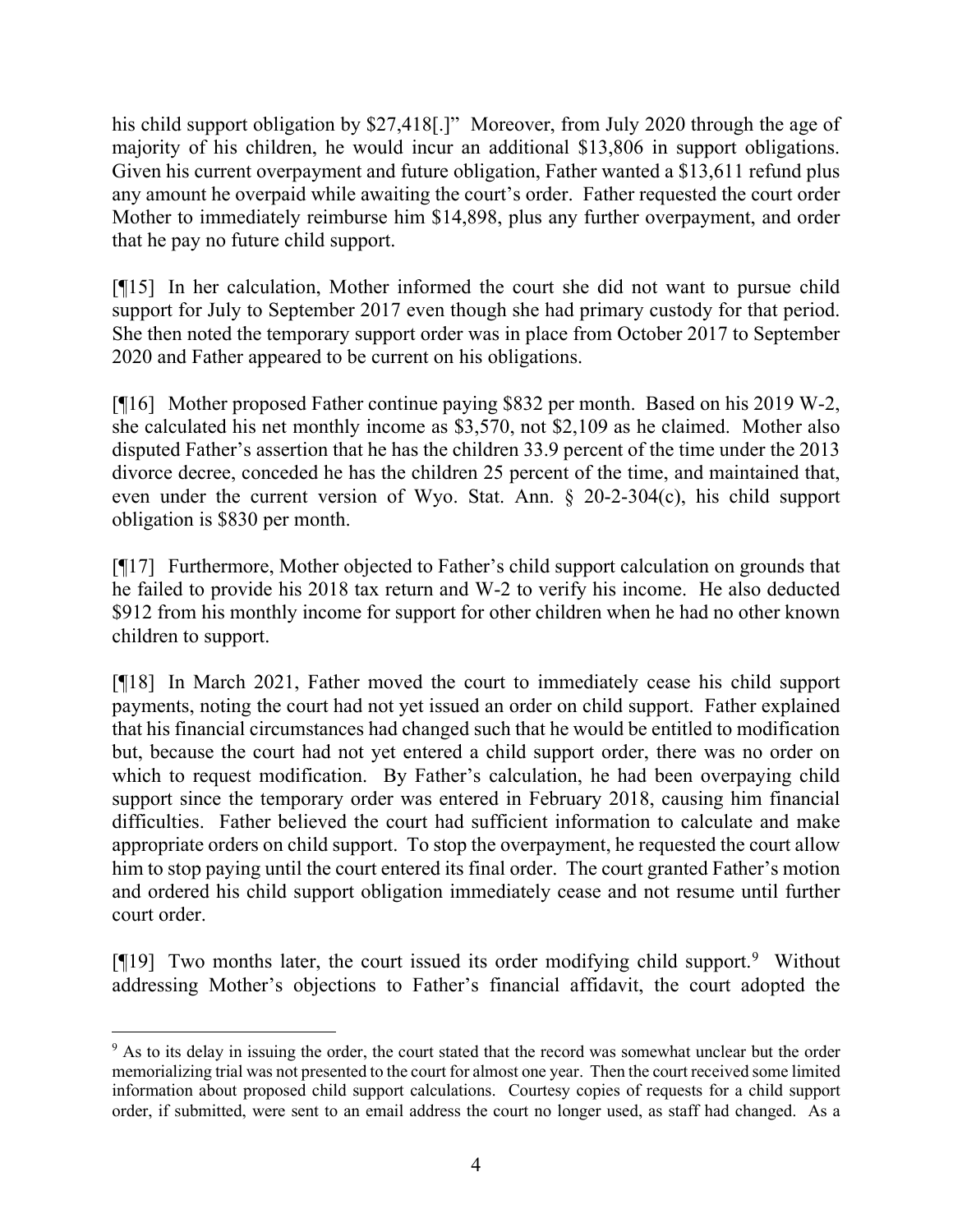his child support obligation by $27,418[.]" Moreover, from July 2020 through the age of majority of his children, he would incur an additional $13,806 in support obligations. Given his current overpayment and future obligation, Father wanted a $13,611 refund plus any amount he overpaid while awaiting the court's order. Father requested the court order Mother to immediately reimburse him $14,898, plus any further overpayment, and order that he pay no future child support.

[¶15] In her calculation, Mother informed the court she did not want to pursue child support for July to September 2017 even though she had primary custody for that period. She then noted the temporary support order was in place from October 2017 to September 2020 and Father appeared to be current on his obligations.

[¶16] Mother proposed Father continue paying $832 per month. Based on his 2019 W-2, she calculated his net monthly income as $3,570, not $2,109 as he claimed. Mother also disputed Father's assertion that he has the children 33.9 percent of the time under the 2013 divorce decree, conceded he has the children 25 percent of the time, and maintained that, even under the current version of Wyo. Stat. Ann. § 20-2-304(c), his child support obligation is $830 per month.

[¶17] Furthermore, Mother objected to Father's child support calculation on grounds that he failed to provide his 2018 tax return and W-2 to verify his income. He also deducted $912 from his monthly income for support for other children when he had no other known children to support.

[¶18] In March 2021, Father moved the court to immediately cease his child support payments, noting the court had not yet issued an order on child support. Father explained that his financial circumstances had changed such that he would be entitled to modification but, because the court had not yet entered a child support order, there was no order on which to request modification. By Father's calculation, he had been overpaying child support since the temporary order was entered in February 2018, causing him financial difficulties. Father believed the court had sufficient information to calculate and make appropriate orders on child support. To stop the overpayment, he requested the court allow him to stop paying until the court entered its final order. The court granted Father's motion and ordered his child support obligation immediately cease and not resume until further court order.

[¶19] Two months later, the court issued its order modifying child support.[9] Without addressing Mother's objections to Father's financial affidavit, the court adopted the

[9] As to its delay in issuing the order, the court stated that the record was somewhat unclear but the order memorializing trial was not presented to the court for almost one year. Then the court received some limited information about proposed child support calculations. Courtesy copies of requests for a child support order, if submitted, were sent to an email address the court no longer used, as staff had changed. As a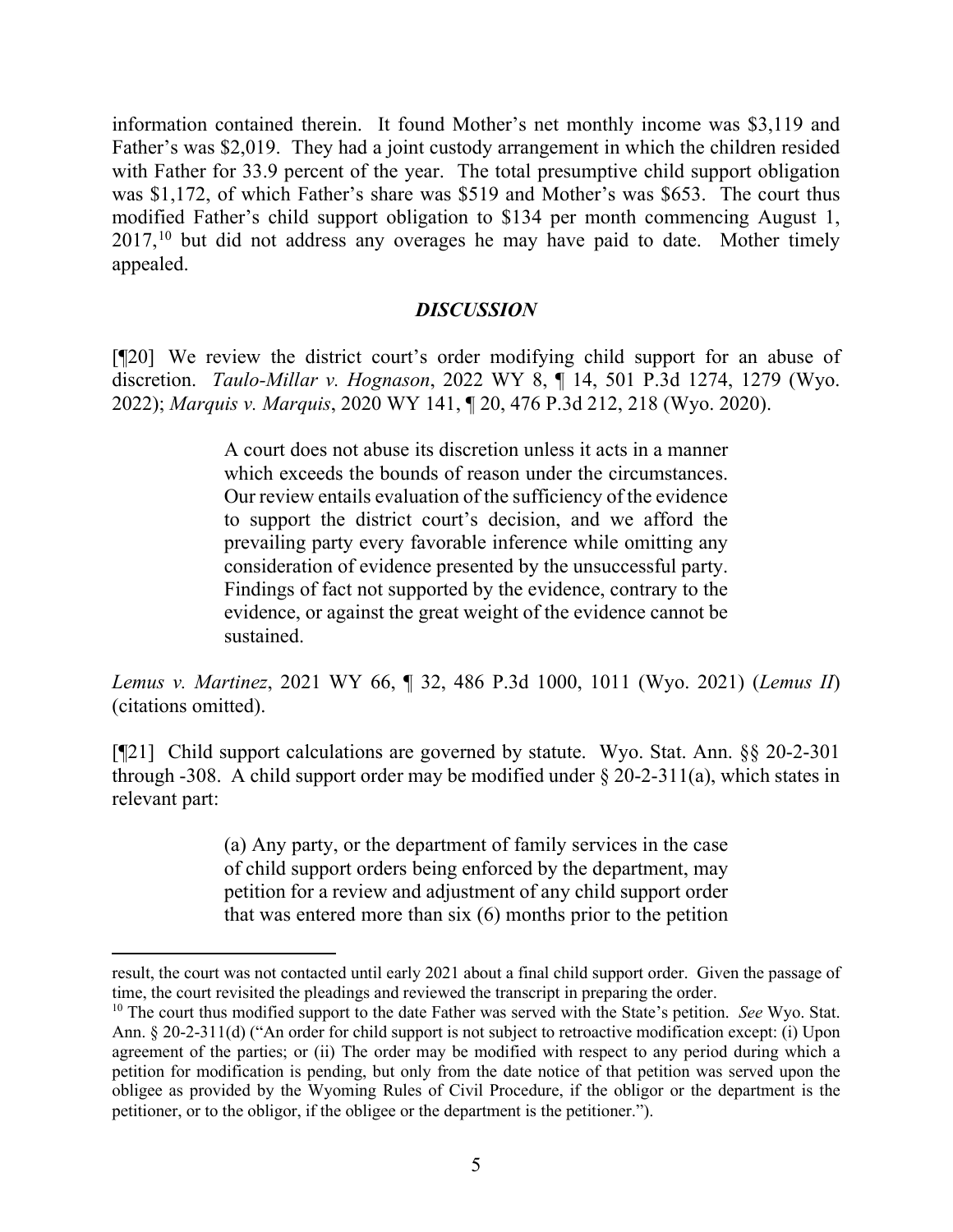information contained therein. It found Mother's net monthly income was $3,119 and Father's was $2,019. They had a joint custody arrangement in which the children resided with Father for 33.9 percent of the year. The total presumptive child support obligation was $1,172, of which Father's share was $519 and Mother's was $653. The court thus modified Father's child support obligation to $134 per month commencing August 1, 2017,[10] but did not address any overages he may have paid to date. Mother timely appealed.

## *DISCUSSION*

[¶20] We review the district court's order modifying child support for an abuse of discretion. *Taulo-Millar v. Hognason*, 2022 WY 8, ¶ 14, 501 P.3d 1274, 1279 (Wyo. 2022); *Marquis v. Marquis*, 2020 WY 141, ¶ 20, 476 P.3d 212, 218 (Wyo. 2020).

> A court does not abuse its discretion unless it acts in a manner which exceeds the bounds of reason under the circumstances. Our review entails evaluation of the sufficiency of the evidence to support the district court's decision, and we afford the prevailing party every favorable inference while omitting any consideration of evidence presented by the unsuccessful party. Findings of fact not supported by the evidence, contrary to the evidence, or against the great weight of the evidence cannot be sustained.

*Lemus v. Martinez*, 2021 WY 66, ¶ 32, 486 P.3d 1000, 1011 (Wyo. 2021) (*Lemus II*) (citations omitted).

[¶21] Child support calculations are governed by statute. Wyo. Stat. Ann. §§ 20-2-301 through -308. A child support order may be modified under § 20-2-311(a), which states in relevant part:

> (a) Any party, or the department of family services in the case of child support orders being enforced by the department, may petition for a review and adjustment of any child support order that was entered more than six (6) months prior to the petition

---

result, the court was not contacted until early 2021 about a final child support order. Given the passage of time, the court revisited the pleadings and reviewed the transcript in preparing the order.

[10] The court thus modified support to the date Father was served with the State's petition. *See* Wyo. Stat. Ann. § 20-2-311(d) ("An order for child support is not subject to retroactive modification except: (i) Upon agreement of the parties; or (ii) The order may be modified with respect to any period during which a petition for modification is pending, but only from the date notice of that petition was served upon the obligee as provided by the Wyoming Rules of Civil Procedure, if the obligor or the department is the petitioner, or to the obligor, if the obligee or the department is the petitioner.").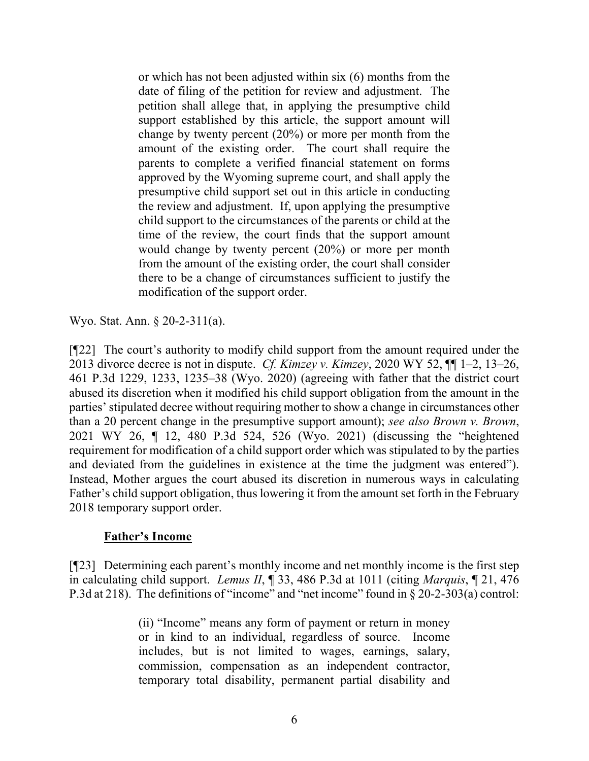> or which has not been adjusted within six (6) months from the date of filing of the petition for review and adjustment. The petition shall allege that, in applying the presumptive child support established by this article, the support amount will change by twenty percent (20%) or more per month from the amount of the existing order. The court shall require the parents to complete a verified financial statement on forms approved by the Wyoming supreme court, and shall apply the presumptive child support set out in this article in conducting the review and adjustment. If, upon applying the presumptive child support to the circumstances of the parents or child at the time of the review, the court finds that the support amount would change by twenty percent (20%) or more per month from the amount of the existing order, the court shall consider there to be a change of circumstances sufficient to justify the modification of the support order.

Wyo. Stat. Ann. § 20-2-311(a).

[¶22] The court's authority to modify child support from the amount required under the 2013 divorce decree is not in dispute. *Cf. Kimzey v. Kimzey*, 2020 WY 52, ¶¶ 1–2, 13–26, 461 P.3d 1229, 1233, 1235–38 (Wyo. 2020) (agreeing with father that the district court abused its discretion when it modified his child support obligation from the amount in the parties' stipulated decree without requiring mother to show a change in circumstances other than a 20 percent change in the presumptive support amount); *see also Brown v. Brown*, 2021 WY 26, ¶ 12, 480 P.3d 524, 526 (Wyo. 2021) (discussing the "heightened requirement for modification of a child support order which was stipulated to by the parties and deviated from the guidelines in existence at the time the judgment was entered"). Instead, Mother argues the court abused its discretion in numerous ways in calculating Father's child support obligation, thus lowering it from the amount set forth in the February 2018 temporary support order.

**Father's Income**

[¶23] Determining each parent's monthly income and net monthly income is the first step in calculating child support. *Lemus II*, ¶ 33, 486 P.3d at 1011 (citing *Marquis*, ¶ 21, 476 P.3d at 218). The definitions of "income" and "net income" found in § 20-2-303(a) control:

> (ii) "Income" means any form of payment or return in money or in kind to an individual, regardless of source. Income includes, but is not limited to wages, earnings, salary, commission, compensation as an independent contractor, temporary total disability, permanent partial disability and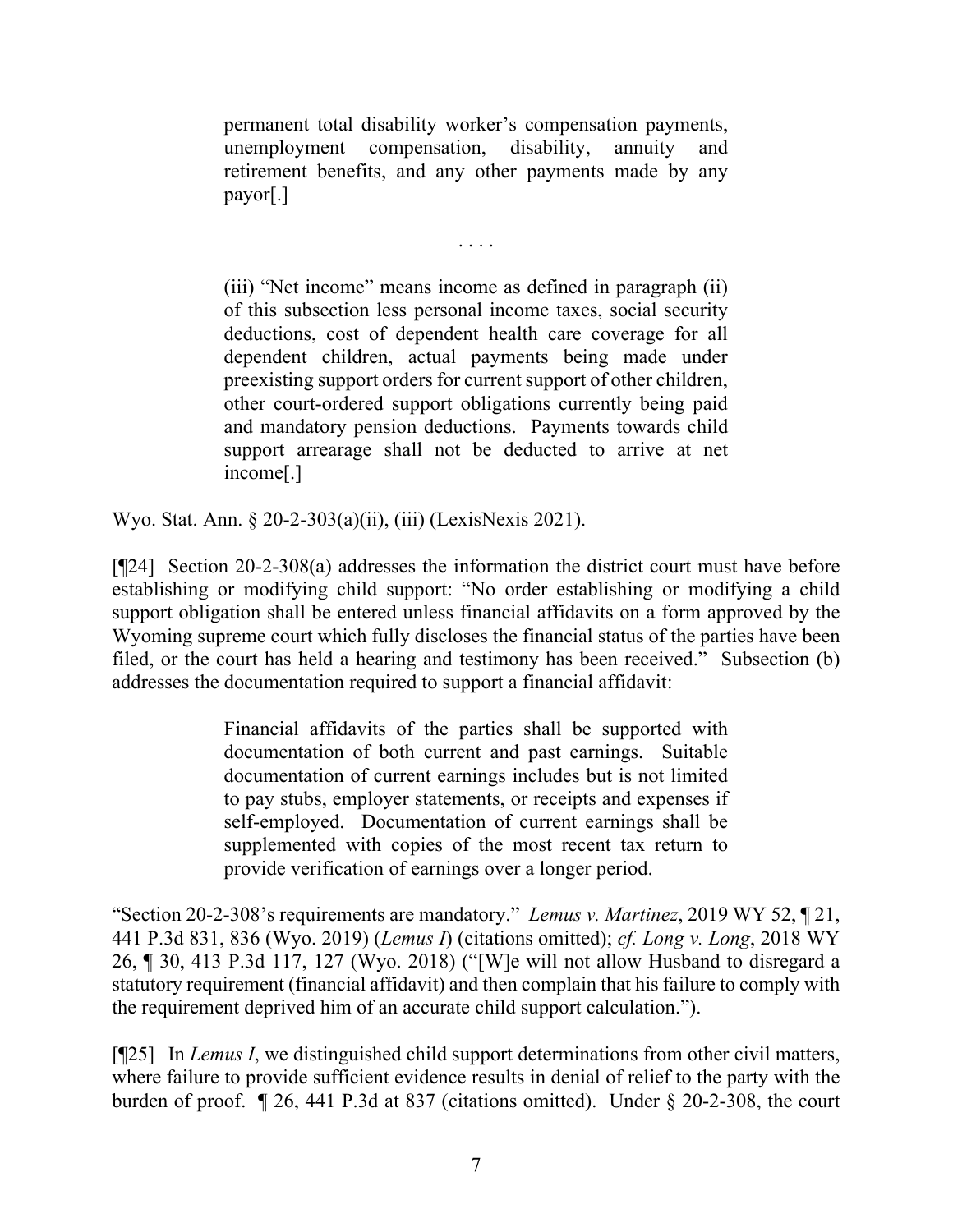> permanent total disability worker's compensation payments, unemployment compensation, disability, annuity and retirement benefits, and any other payments made by any payor[.]
>
> . . . .
>
> (iii) "Net income" means income as defined in paragraph (ii) of this subsection less personal income taxes, social security deductions, cost of dependent health care coverage for all dependent children, actual payments being made under preexisting support orders for current support of other children, other court-ordered support obligations currently being paid and mandatory pension deductions. Payments towards child support arrearage shall not be deducted to arrive at net income[.]

Wyo. Stat. Ann. § 20-2-303(a)(ii), (iii) (LexisNexis 2021).

[¶24] Section 20-2-308(a) addresses the information the district court must have before establishing or modifying child support: "No order establishing or modifying a child support obligation shall be entered unless financial affidavits on a form approved by the Wyoming supreme court which fully discloses the financial status of the parties have been filed, or the court has held a hearing and testimony has been received." Subsection (b) addresses the documentation required to support a financial affidavit:

> Financial affidavits of the parties shall be supported with documentation of both current and past earnings. Suitable documentation of current earnings includes but is not limited to pay stubs, employer statements, or receipts and expenses if self-employed. Documentation of current earnings shall be supplemented with copies of the most recent tax return to provide verification of earnings over a longer period.

"Section 20-2-308's requirements are mandatory." *Lemus v. Martinez*, 2019 WY 52, ¶ 21, 441 P.3d 831, 836 (Wyo. 2019) (*Lemus I*) (citations omitted); *cf. Long v. Long*, 2018 WY 26, ¶ 30, 413 P.3d 117, 127 (Wyo. 2018) ("[W]e will not allow Husband to disregard a statutory requirement (financial affidavit) and then complain that his failure to comply with the requirement deprived him of an accurate child support calculation.").

[¶25] In *Lemus I*, we distinguished child support determinations from other civil matters, where failure to provide sufficient evidence results in denial of relief to the party with the burden of proof. ¶ 26, 441 P.3d at 837 (citations omitted). Under § 20-2-308, the court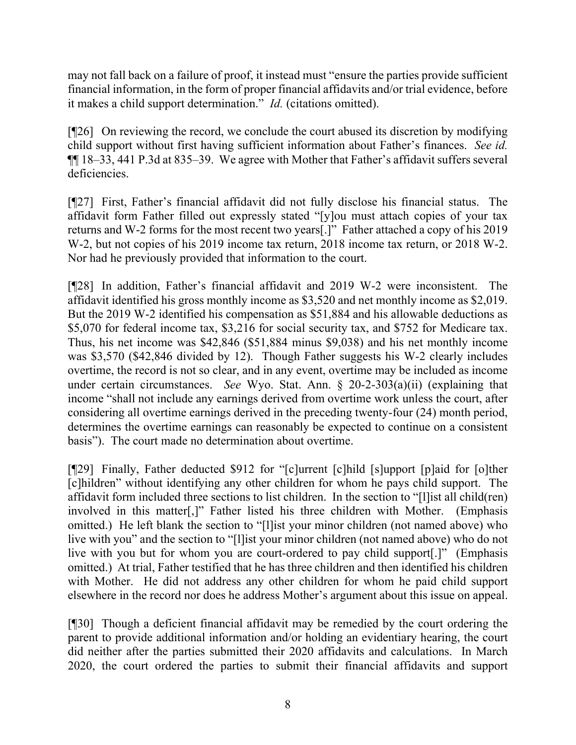may not fall back on a failure of proof, it instead must "ensure the parties provide sufficient financial information, in the form of proper financial affidavits and/or trial evidence, before it makes a child support determination." *Id.* (citations omitted).

[¶26] On reviewing the record, we conclude the court abused its discretion by modifying child support without first having sufficient information about Father's finances. *See id.* ¶¶ 18–33, 441 P.3d at 835–39. We agree with Mother that Father's affidavit suffers several deficiencies.

[¶27] First, Father's financial affidavit did not fully disclose his financial status. The affidavit form Father filled out expressly stated "[y]ou must attach copies of your tax returns and W-2 forms for the most recent two years[.]" Father attached a copy of his 2019 W-2, but not copies of his 2019 income tax return, 2018 income tax return, or 2018 W-2. Nor had he previously provided that information to the court.

[¶28] In addition, Father's financial affidavit and 2019 W-2 were inconsistent. The affidavit identified his gross monthly income as $3,520 and net monthly income as $2,019. But the 2019 W-2 identified his compensation as $51,884 and his allowable deductions as $5,070 for federal income tax, $3,216 for social security tax, and $752 for Medicare tax. Thus, his net income was $42,846 ($51,884 minus $9,038) and his net monthly income was $3,570 ($42,846 divided by 12). Though Father suggests his W-2 clearly includes overtime, the record is not so clear, and in any event, overtime may be included as income under certain circumstances. *See* Wyo. Stat. Ann. § 20-2-303(a)(ii) (explaining that income "shall not include any earnings derived from overtime work unless the court, after considering all overtime earnings derived in the preceding twenty-four (24) month period, determines the overtime earnings can reasonably be expected to continue on a consistent basis"). The court made no determination about overtime.

[¶29] Finally, Father deducted $912 for "[c]urrent [c]hild [s]upport [p]aid for [o]ther [c]hildren" without identifying any other children for whom he pays child support. The affidavit form included three sections to list children. In the section to "[l]ist all child(ren) involved in this matter[,]" Father listed his three children with Mother. (Emphasis omitted.) He left blank the section to "[l]ist your minor children (not named above) who live with you" and the section to "[l]ist your minor children (not named above) who do not live with you but for whom you are court-ordered to pay child support[.]" (Emphasis omitted.) At trial, Father testified that he has three children and then identified his children with Mother. He did not address any other children for whom he paid child support elsewhere in the record nor does he address Mother's argument about this issue on appeal.

[¶30] Though a deficient financial affidavit may be remedied by the court ordering the parent to provide additional information and/or holding an evidentiary hearing, the court did neither after the parties submitted their 2020 affidavits and calculations. In March 2020, the court ordered the parties to submit their financial affidavits and support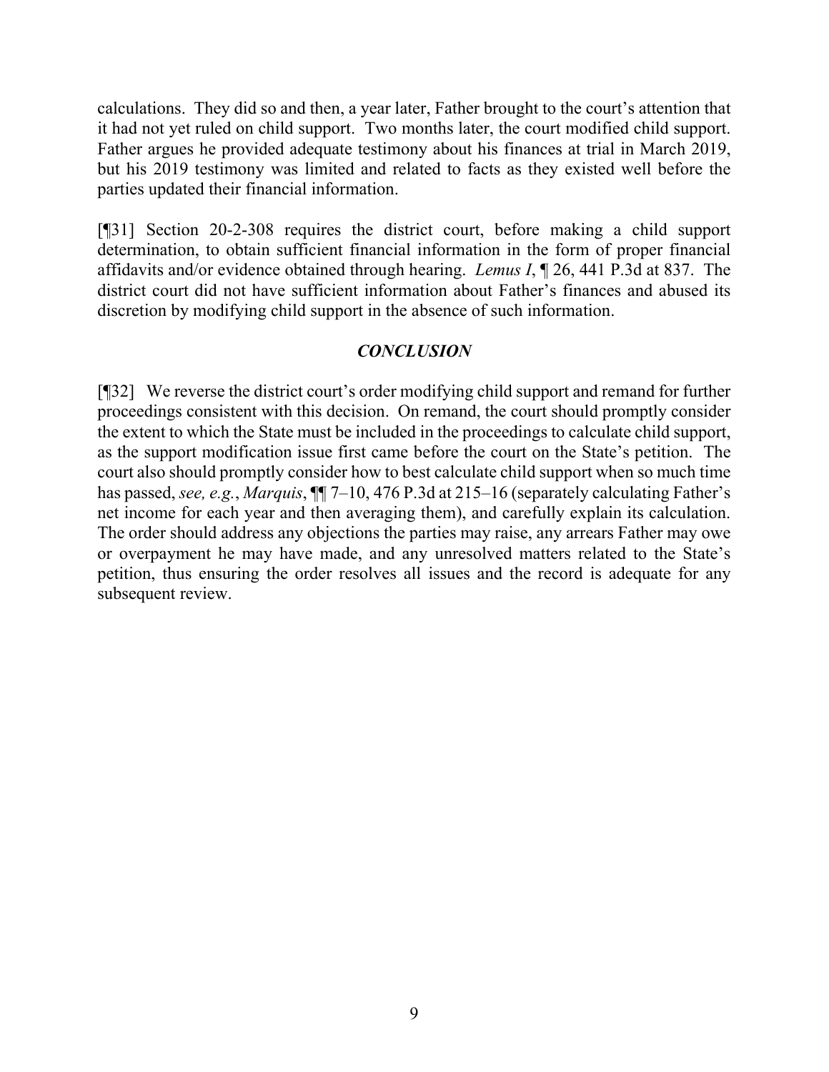calculations. They did so and then, a year later, Father brought to the court's attention that it had not yet ruled on child support. Two months later, the court modified child support. Father argues he provided adequate testimony about his finances at trial in March 2019, but his 2019 testimony was limited and related to facts as they existed well before the parties updated their financial information.

[¶31] Section 20-2-308 requires the district court, before making a child support determination, to obtain sufficient financial information in the form of proper financial affidavits and/or evidence obtained through hearing. *Lemus I*, ¶ 26, 441 P.3d at 837. The district court did not have sufficient information about Father's finances and abused its discretion by modifying child support in the absence of such information.

## *CONCLUSION*

[¶32] We reverse the district court's order modifying child support and remand for further proceedings consistent with this decision. On remand, the court should promptly consider the extent to which the State must be included in the proceedings to calculate child support, as the support modification issue first came before the court on the State's petition. The court also should promptly consider how to best calculate child support when so much time has passed, *see, e.g.*, *Marquis*, ¶¶ 7–10, 476 P.3d at 215–16 (separately calculating Father's net income for each year and then averaging them), and carefully explain its calculation. The order should address any objections the parties may raise, any arrears Father may owe or overpayment he may have made, and any unresolved matters related to the State's petition, thus ensuring the order resolves all issues and the record is adequate for any subsequent review.